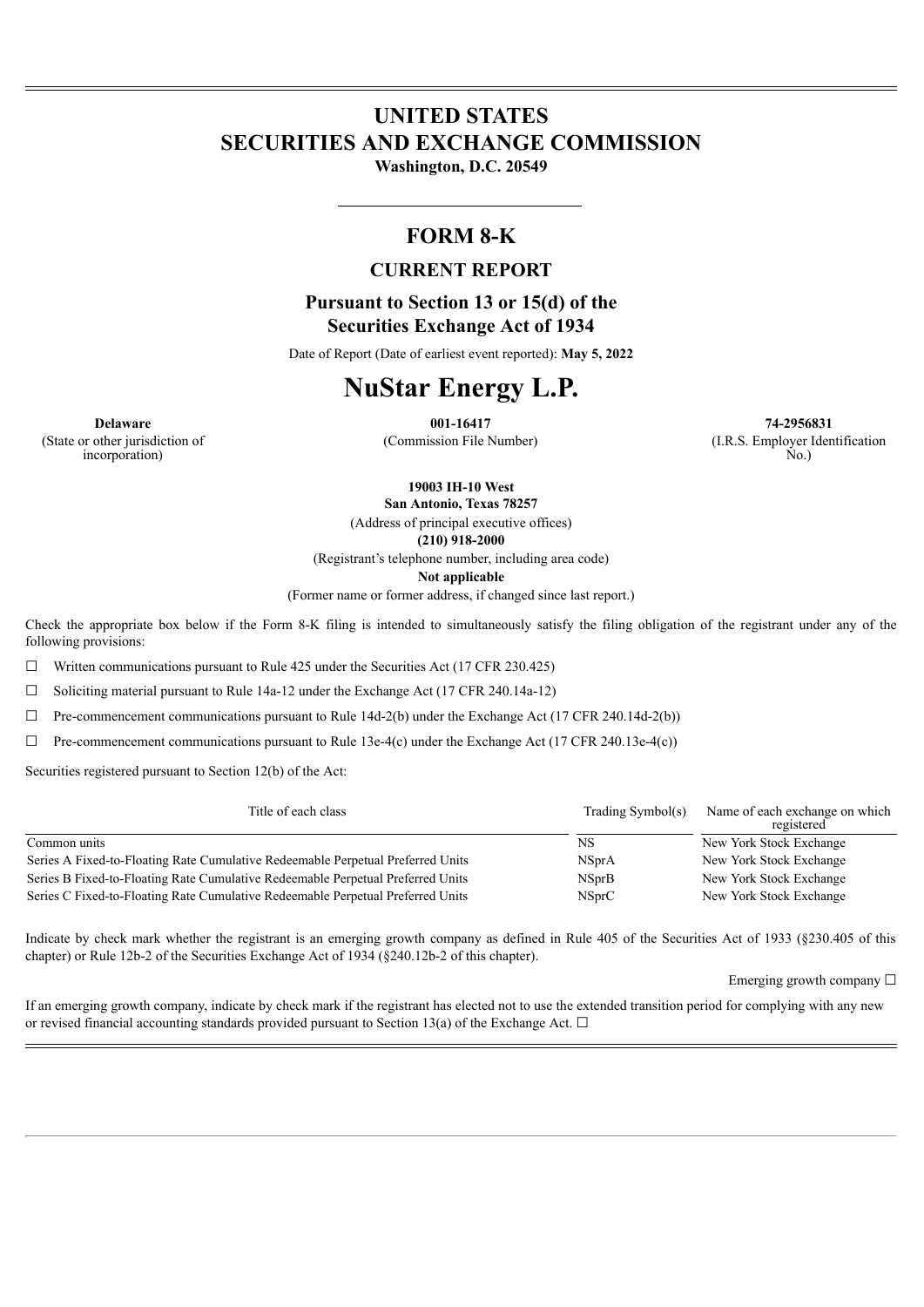# UNITED STATES
# SECURITIES AND EXCHANGE COMMISSION

**Washington, D.C. 20549**

---

## FORM 8-K

### CURRENT REPORT

### Pursuant to Section 13 or 15(d) of the Securities Exchange Act of 1934

Date of Report (Date of earliest event reported): **May 5, 2022**

# NuStar Energy L.P.

| **Delaware** | **001-16417** | **74-2956831** |
|---|---|---|
| (State or other jurisdiction of incorporation) | (Commission File Number) | (I.R.S. Employer Identification No.) |

**19003 IH-10 West**
**San Antonio, Texas 78257**
(Address of principal executive offices)
**(210) 918-2000**
(Registrant's telephone number, including area code)
**Not applicable**
(Former name or former address, if changed since last report.)

Check the appropriate box below if the Form 8-K filing is intended to simultaneously satisfy the filing obligation of the registrant under any of the following provisions:

☐ Written communications pursuant to Rule 425 under the Securities Act (17 CFR 230.425)

☐ Soliciting material pursuant to Rule 14a-12 under the Exchange Act (17 CFR 240.14a-12)

☐ Pre-commencement communications pursuant to Rule 14d-2(b) under the Exchange Act (17 CFR 240.14d-2(b))

☐ Pre-commencement communications pursuant to Rule 13e-4(c) under the Exchange Act (17 CFR 240.13e-4(c))

Securities registered pursuant to Section 12(b) of the Act:

| Title of each class | Trading Symbol(s) | Name of each exchange on which registered |
|---|---|---|
| Common units | NS | New York Stock Exchange |
| Series A Fixed-to-Floating Rate Cumulative Redeemable Perpetual Preferred Units | NSprA | New York Stock Exchange |
| Series B Fixed-to-Floating Rate Cumulative Redeemable Perpetual Preferred Units | NSprB | New York Stock Exchange |
| Series C Fixed-to-Floating Rate Cumulative Redeemable Perpetual Preferred Units | NSprC | New York Stock Exchange |

Indicate by check mark whether the registrant is an emerging growth company as defined in Rule 405 of the Securities Act of 1933 (§230.405 of this chapter) or Rule 12b-2 of the Securities Exchange Act of 1934 (§240.12b-2 of this chapter).

Emerging growth company ☐

If an emerging growth company, indicate by check mark if the registrant has elected not to use the extended transition period for complying with any new or revised financial accounting standards provided pursuant to Section 13(a) of the Exchange Act. ☐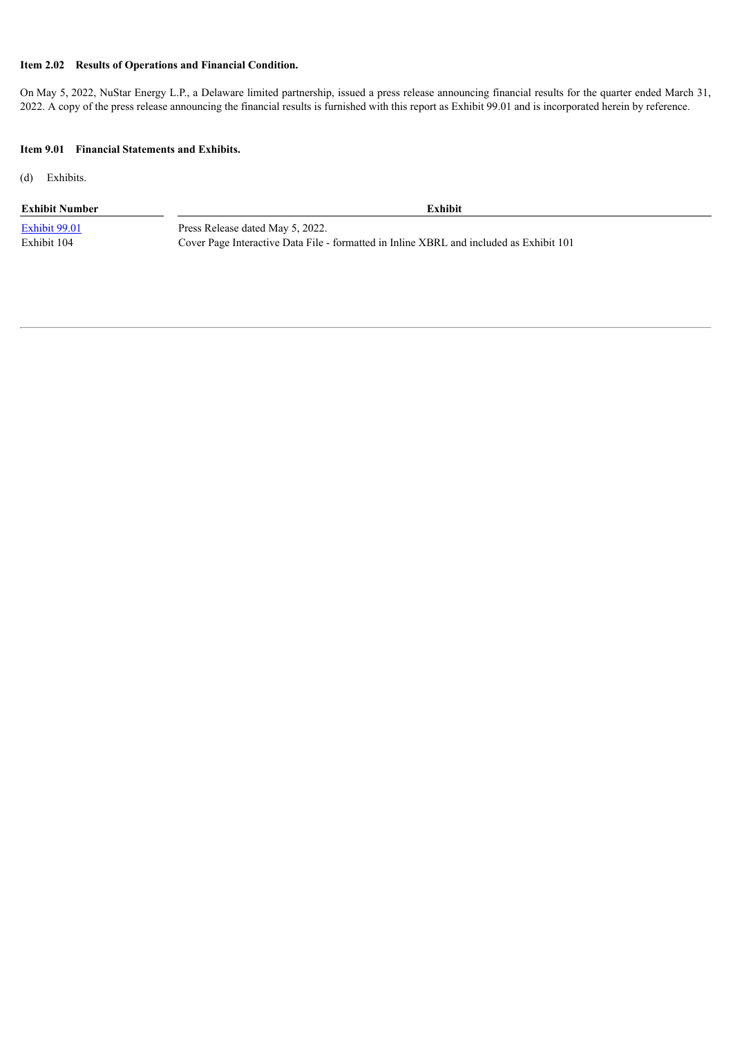**Item 2.02 Results of Operations and Financial Condition.**

On May 5, 2022, NuStar Energy L.P., a Delaware limited partnership, issued a press release announcing financial results for the quarter ended March 31, 2022. A copy of the press release announcing the financial results is furnished with this report as Exhibit 99.01 and is incorporated herein by reference.

**Item 9.01 Financial Statements and Exhibits.**

(d) Exhibits.

| Exhibit Number | Exhibit |
|---|---|
| Exhibit 99.01 | Press Release dated May 5, 2022. |
| Exhibit 104 | Cover Page Interactive Data File - formatted in Inline XBRL and included as Exhibit 101 |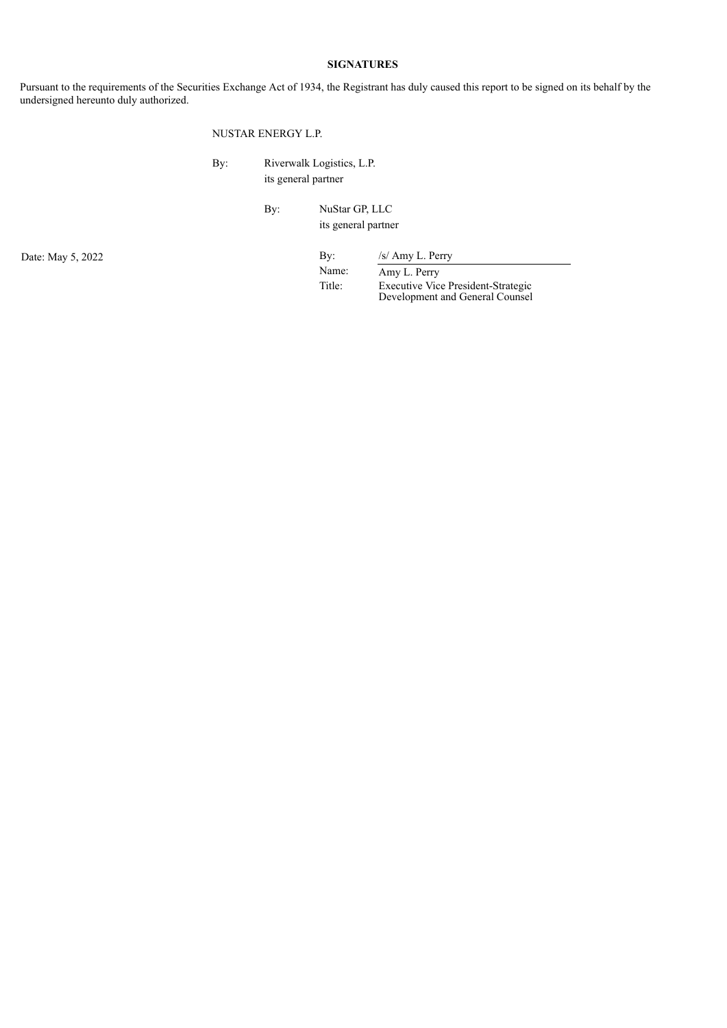**SIGNATURES**

Pursuant to the requirements of the Securities Exchange Act of 1934, the Registrant has duly caused this report to be signed on its behalf by the undersigned hereunto duly authorized.

NUSTAR ENERGY L.P.

By: Riverwalk Logistics, L.P.
its general partner

By: NuStar GP, LLC
its general partner

Date: May 5, 2022

By: /s/ Amy L. Perry
Name: Amy L. Perry
Title: Executive Vice President-Strategic Development and General Counsel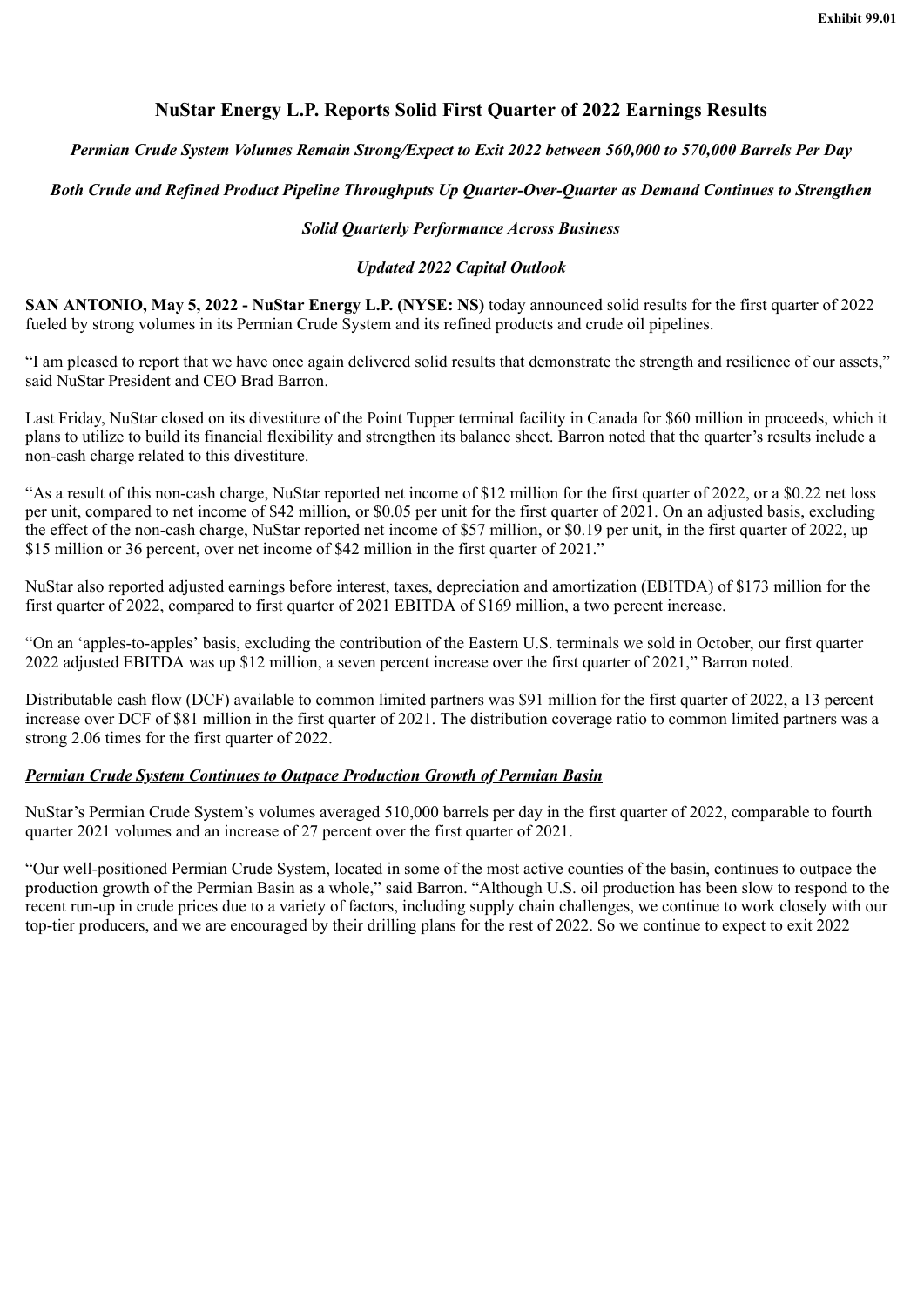Exhibit 99.01

# NuStar Energy L.P. Reports Solid First Quarter of 2022 Earnings Results

*Permian Crude System Volumes Remain Strong/Expect to Exit 2022 between 560,000 to 570,000 Barrels Per Day*

*Both Crude and Refined Product Pipeline Throughputs Up Quarter-Over-Quarter as Demand Continues to Strengthen*

*Solid Quarterly Performance Across Business*

*Updated 2022 Capital Outlook*

**SAN ANTONIO, May 5, 2022 - NuStar Energy L.P. (NYSE: NS)** today announced solid results for the first quarter of 2022 fueled by strong volumes in its Permian Crude System and its refined products and crude oil pipelines.

"I am pleased to report that we have once again delivered solid results that demonstrate the strength and resilience of our assets," said NuStar President and CEO Brad Barron.

Last Friday, NuStar closed on its divestiture of the Point Tupper terminal facility in Canada for $60 million in proceeds, which it plans to utilize to build its financial flexibility and strengthen its balance sheet. Barron noted that the quarter's results include a non-cash charge related to this divestiture.

"As a result of this non-cash charge, NuStar reported net income of $12 million for the first quarter of 2022, or a $0.22 net loss per unit, compared to net income of $42 million, or $0.05 per unit for the first quarter of 2021. On an adjusted basis, excluding the effect of the non-cash charge, NuStar reported net income of $57 million, or $0.19 per unit, in the first quarter of 2022, up $15 million or 36 percent, over net income of $42 million in the first quarter of 2021."

NuStar also reported adjusted earnings before interest, taxes, depreciation and amortization (EBITDA) of $173 million for the first quarter of 2022, compared to first quarter of 2021 EBITDA of $169 million, a two percent increase.

"On an 'apples-to-apples' basis, excluding the contribution of the Eastern U.S. terminals we sold in October, our first quarter 2022 adjusted EBITDA was up $12 million, a seven percent increase over the first quarter of 2021," Barron noted.

Distributable cash flow (DCF) available to common limited partners was $91 million for the first quarter of 2022, a 13 percent increase over DCF of $81 million in the first quarter of 2021. The distribution coverage ratio to common limited partners was a strong 2.06 times for the first quarter of 2022.

***Permian Crude System Continues to Outpace Production Growth of Permian Basin***

NuStar's Permian Crude System's volumes averaged 510,000 barrels per day in the first quarter of 2022, comparable to fourth quarter 2021 volumes and an increase of 27 percent over the first quarter of 2021.

"Our well-positioned Permian Crude System, located in some of the most active counties of the basin, continues to outpace the production growth of the Permian Basin as a whole," said Barron. "Although U.S. oil production has been slow to respond to the recent run-up in crude prices due to a variety of factors, including supply chain challenges, we continue to work closely with our top-tier producers, and we are encouraged by their drilling plans for the rest of 2022. So we continue to expect to exit 2022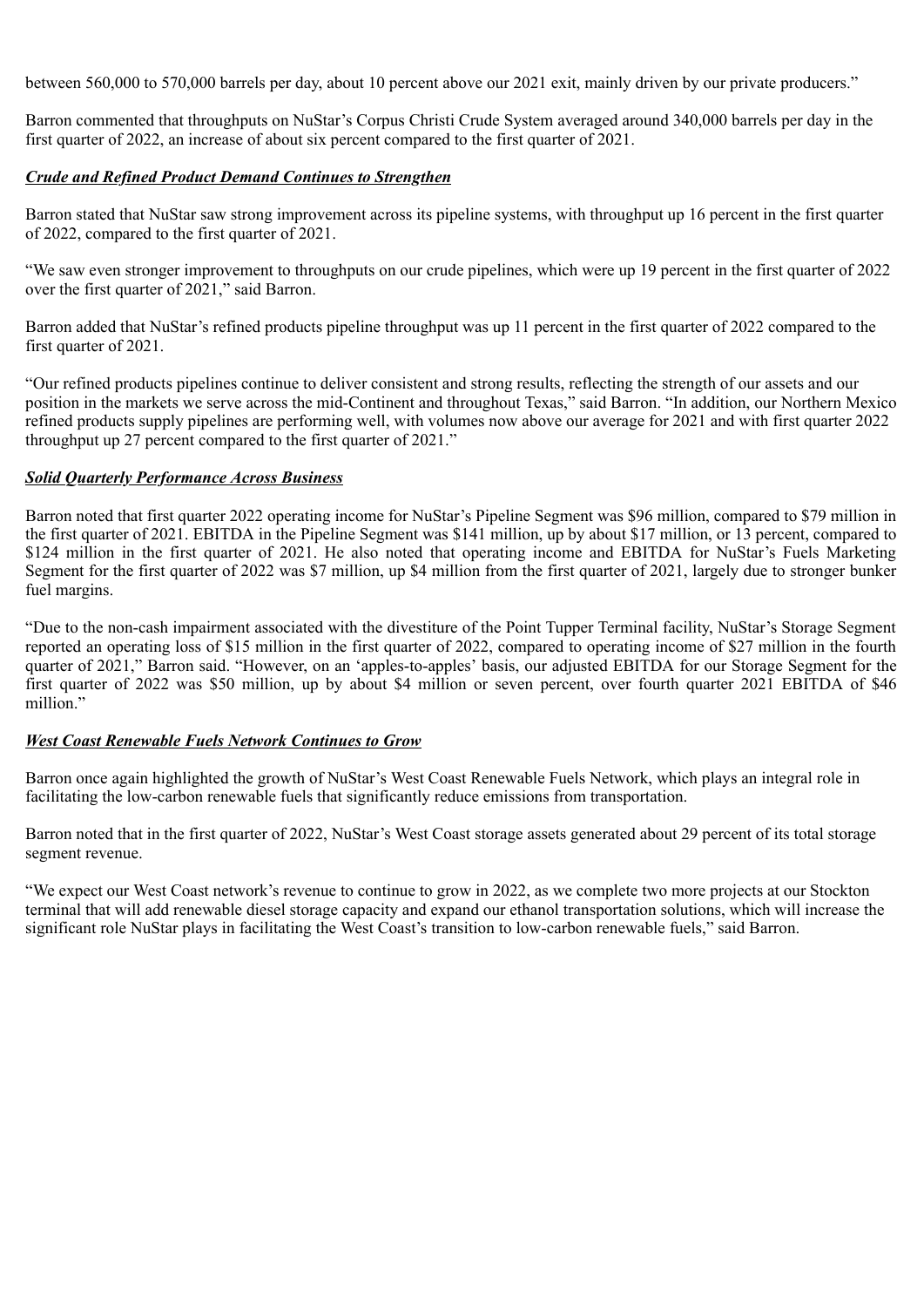between 560,000 to 570,000 barrels per day, about 10 percent above our 2021 exit, mainly driven by our private producers."

Barron commented that throughputs on NuStar's Corpus Christi Crude System averaged around 340,000 barrels per day in the first quarter of 2022, an increase of about six percent compared to the first quarter of 2021.

***Crude and Refined Product Demand Continues to Strengthen***

Barron stated that NuStar saw strong improvement across its pipeline systems, with throughput up 16 percent in the first quarter of 2022, compared to the first quarter of 2021.

"We saw even stronger improvement to throughputs on our crude pipelines, which were up 19 percent in the first quarter of 2022 over the first quarter of 2021," said Barron.

Barron added that NuStar's refined products pipeline throughput was up 11 percent in the first quarter of 2022 compared to the first quarter of 2021.

"Our refined products pipelines continue to deliver consistent and strong results, reflecting the strength of our assets and our position in the markets we serve across the mid-Continent and throughout Texas," said Barron. "In addition, our Northern Mexico refined products supply pipelines are performing well, with volumes now above our average for 2021 and with first quarter 2022 throughput up 27 percent compared to the first quarter of 2021."

***Solid Quarterly Performance Across Business***

Barron noted that first quarter 2022 operating income for NuStar's Pipeline Segment was $96 million, compared to $79 million in the first quarter of 2021. EBITDA in the Pipeline Segment was $141 million, up by about $17 million, or 13 percent, compared to $124 million in the first quarter of 2021. He also noted that operating income and EBITDA for NuStar's Fuels Marketing Segment for the first quarter of 2022 was $7 million, up $4 million from the first quarter of 2021, largely due to stronger bunker fuel margins.

"Due to the non-cash impairment associated with the divestiture of the Point Tupper Terminal facility, NuStar's Storage Segment reported an operating loss of $15 million in the first quarter of 2022, compared to operating income of $27 million in the fourth quarter of 2021," Barron said. "However, on an 'apples-to-apples' basis, our adjusted EBITDA for our Storage Segment for the first quarter of 2022 was $50 million, up by about $4 million or seven percent, over fourth quarter 2021 EBITDA of $46 million."

***West Coast Renewable Fuels Network Continues to Grow***

Barron once again highlighted the growth of NuStar's West Coast Renewable Fuels Network, which plays an integral role in facilitating the low-carbon renewable fuels that significantly reduce emissions from transportation.

Barron noted that in the first quarter of 2022, NuStar's West Coast storage assets generated about 29 percent of its total storage segment revenue.

"We expect our West Coast network's revenue to continue to grow in 2022, as we complete two more projects at our Stockton terminal that will add renewable diesel storage capacity and expand our ethanol transportation solutions, which will increase the significant role NuStar plays in facilitating the West Coast's transition to low-carbon renewable fuels," said Barron.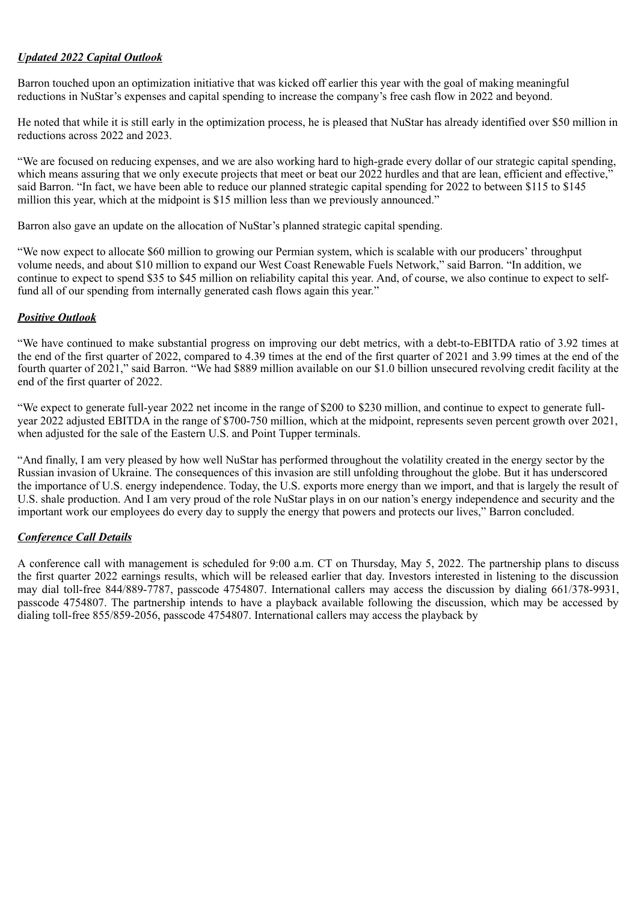***Updated 2022 Capital Outlook***

Barron touched upon an optimization initiative that was kicked off earlier this year with the goal of making meaningful reductions in NuStar's expenses and capital spending to increase the company's free cash flow in 2022 and beyond.

He noted that while it is still early in the optimization process, he is pleased that NuStar has already identified over $50 million in reductions across 2022 and 2023.

"We are focused on reducing expenses, and we are also working hard to high-grade every dollar of our strategic capital spending, which means assuring that we only execute projects that meet or beat our 2022 hurdles and that are lean, efficient and effective," said Barron. "In fact, we have been able to reduce our planned strategic capital spending for 2022 to between $115 to $145 million this year, which at the midpoint is $15 million less than we previously announced."

Barron also gave an update on the allocation of NuStar's planned strategic capital spending.

"We now expect to allocate $60 million to growing our Permian system, which is scalable with our producers' throughput volume needs, and about $10 million to expand our West Coast Renewable Fuels Network," said Barron. "In addition, we continue to expect to spend $35 to $45 million on reliability capital this year. And, of course, we also continue to expect to self-fund all of our spending from internally generated cash flows again this year."

***Positive Outlook***

"We have continued to make substantial progress on improving our debt metrics, with a debt-to-EBITDA ratio of 3.92 times at the end of the first quarter of 2022, compared to 4.39 times at the end of the first quarter of 2021 and 3.99 times at the end of the fourth quarter of 2021," said Barron. "We had $889 million available on our $1.0 billion unsecured revolving credit facility at the end of the first quarter of 2022.

"We expect to generate full-year 2022 net income in the range of $200 to $230 million, and continue to expect to generate full-year 2022 adjusted EBITDA in the range of $700-750 million, which at the midpoint, represents seven percent growth over 2021, when adjusted for the sale of the Eastern U.S. and Point Tupper terminals.

"And finally, I am very pleased by how well NuStar has performed throughout the volatility created in the energy sector by the Russian invasion of Ukraine. The consequences of this invasion are still unfolding throughout the globe. But it has underscored the importance of U.S. energy independence. Today, the U.S. exports more energy than we import, and that is largely the result of U.S. shale production. And I am very proud of the role NuStar plays in on our nation's energy independence and security and the important work our employees do every day to supply the energy that powers and protects our lives," Barron concluded.

***Conference Call Details***

A conference call with management is scheduled for 9:00 a.m. CT on Thursday, May 5, 2022. The partnership plans to discuss the first quarter 2022 earnings results, which will be released earlier that day. Investors interested in listening to the discussion may dial toll-free 844/889-7787, passcode 4754807. International callers may access the discussion by dialing 661/378-9931, passcode 4754807. The partnership intends to have a playback available following the discussion, which may be accessed by dialing toll-free 855/859-2056, passcode 4754807. International callers may access the playback by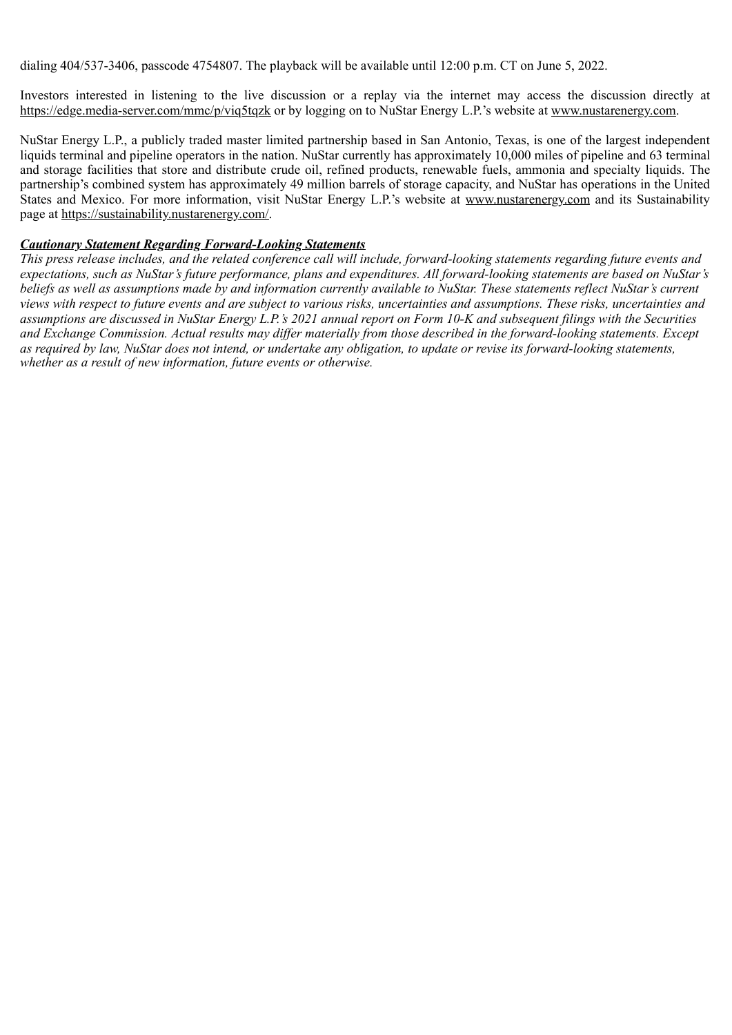dialing 404/537-3406, passcode 4754807. The playback will be available until 12:00 p.m. CT on June 5, 2022.

Investors interested in listening to the live discussion or a replay via the internet may access the discussion directly at https://edge.media-server.com/mmc/p/viq5tqzk or by logging on to NuStar Energy L.P.'s website at www.nustarenergy.com.

NuStar Energy L.P., a publicly traded master limited partnership based in San Antonio, Texas, is one of the largest independent liquids terminal and pipeline operators in the nation. NuStar currently has approximately 10,000 miles of pipeline and 63 terminal and storage facilities that store and distribute crude oil, refined products, renewable fuels, ammonia and specialty liquids. The partnership's combined system has approximately 49 million barrels of storage capacity, and NuStar has operations in the United States and Mexico. For more information, visit NuStar Energy L.P.'s website at www.nustarenergy.com and its Sustainability page at https://sustainability.nustarenergy.com/.

***Cautionary Statement Regarding Forward-Looking Statements***

*This press release includes, and the related conference call will include, forward-looking statements regarding future events and expectations, such as NuStar's future performance, plans and expenditures. All forward-looking statements are based on NuStar's beliefs as well as assumptions made by and information currently available to NuStar. These statements reflect NuStar's current views with respect to future events and are subject to various risks, uncertainties and assumptions. These risks, uncertainties and assumptions are discussed in NuStar Energy L.P.'s 2021 annual report on Form 10-K and subsequent filings with the Securities and Exchange Commission. Actual results may differ materially from those described in the forward-looking statements. Except as required by law, NuStar does not intend, or undertake any obligation, to update or revise its forward-looking statements, whether as a result of new information, future events or otherwise.*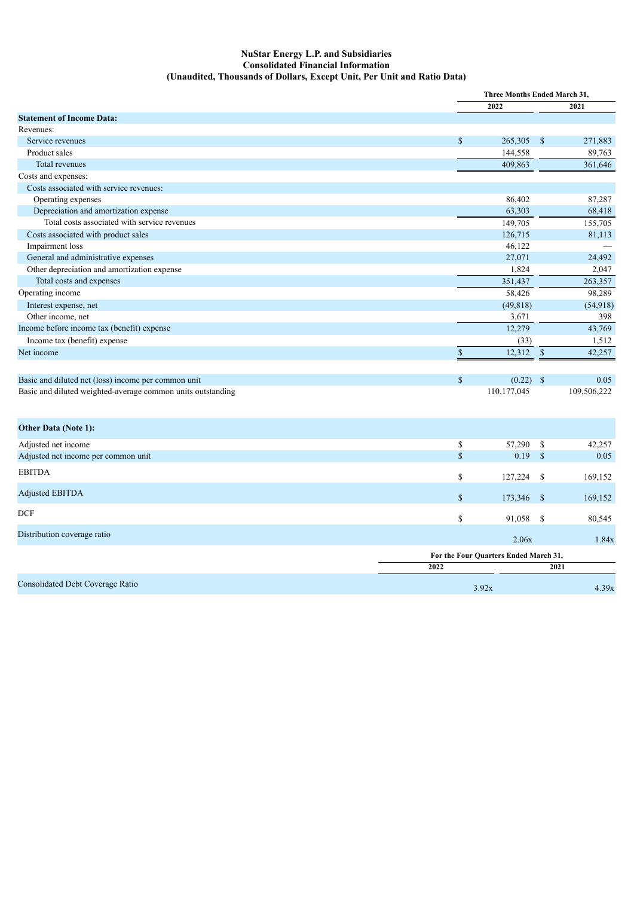**NuStar Energy L.P. and Subsidiaries**
**Consolidated Financial Information**
**(Unaudited, Thousands of Dollars, Except Unit, Per Unit and Ratio Data)**

| | Three Months Ended March 31, | |
|---|---|---|
| | 2022 | 2021 |
| **Statement of Income Data:** | | |
| Revenues: | | |
| Service revenues | $ 265,305 | $ 271,883 |
| Product sales | 144,558 | 89,763 |
| Total revenues | 409,863 | 361,646 |
| Costs and expenses: | | |
| Costs associated with service revenues: | | |
| Operating expenses | 86,402 | 87,287 |
| Depreciation and amortization expense | 63,303 | 68,418 |
| Total costs associated with service revenues | 149,705 | 155,705 |
| Costs associated with product sales | 126,715 | 81,113 |
| Impairment loss | 46,122 | — |
| General and administrative expenses | 27,071 | 24,492 |
| Other depreciation and amortization expense | 1,824 | 2,047 |
| Total costs and expenses | 351,437 | 263,357 |
| Operating income | 58,426 | 98,289 |
| Interest expense, net | (49,818) | (54,918) |
| Other income, net | 3,671 | 398 |
| Income before income tax (benefit) expense | 12,279 | 43,769 |
| Income tax (benefit) expense | (33) | 1,512 |
| Net income | $ 12,312 | $ 42,257 |
| | | |
| Basic and diluted net (loss) income per common unit | $ (0.22) | $ 0.05 |
| Basic and diluted weighted-average common units outstanding | 110,177,045 | 109,506,222 |
| | | |
| **Other Data (Note 1):** | | |
| Adjusted net income | $ 57,290 | $ 42,257 |
| Adjusted net income per common unit | $ 0.19 | $ 0.05 |
| EBITDA | $ 127,224 | $ 169,152 |
| Adjusted EBITDA | $ 173,346 | $ 169,152 |
| DCF | $ 91,058 | $ 80,545 |
| Distribution coverage ratio | 2.06x | 1.84x |

| | For the Four Quarters Ended March 31, | |
|---|---|---|
| | 2022 | 2021 |
| Consolidated Debt Coverage Ratio | 3.92x | 4.39x |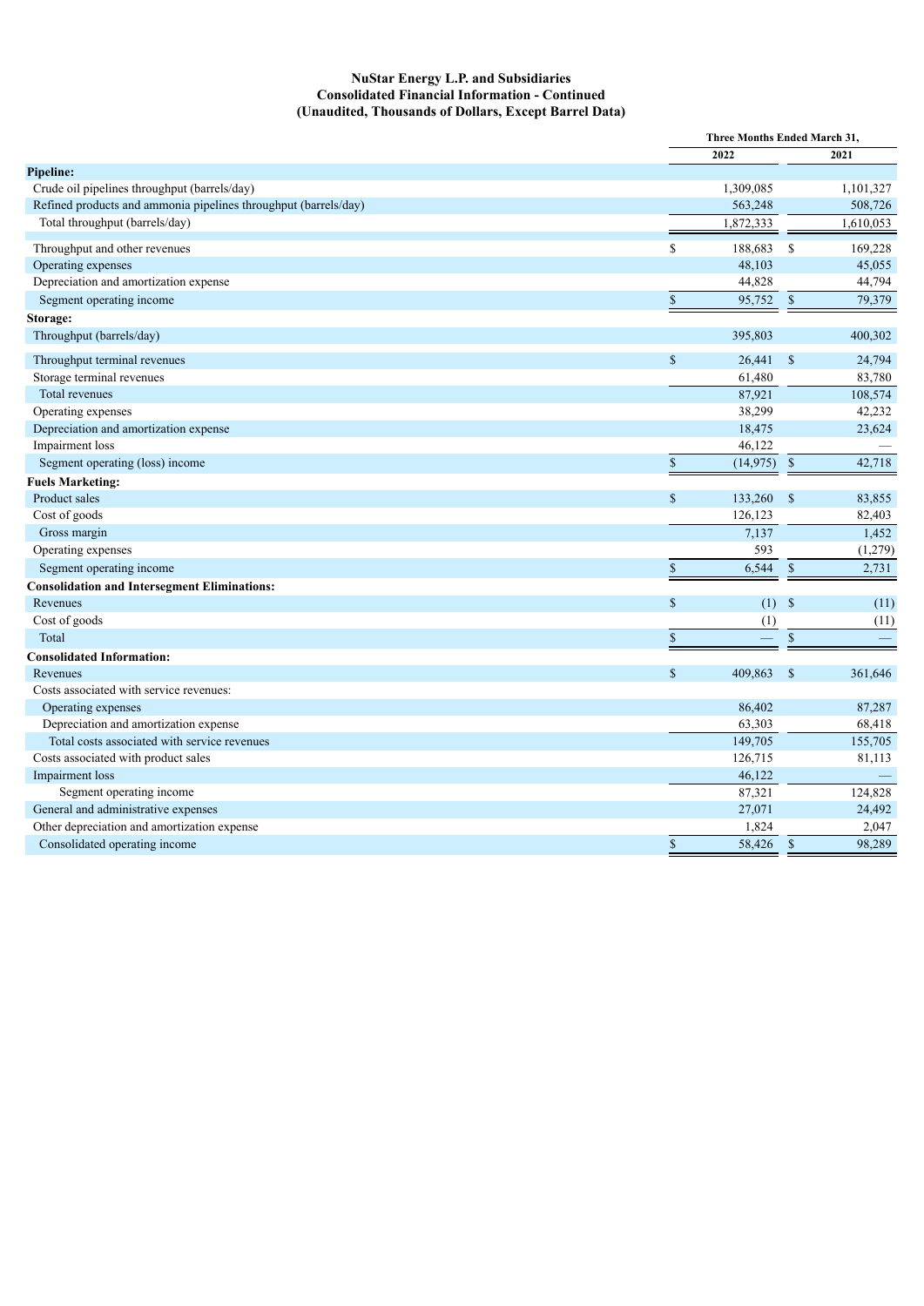**NuStar Energy L.P. and Subsidiaries**
**Consolidated Financial Information - Continued**
**(Unaudited, Thousands of Dollars, Except Barrel Data)**

| | Three Months Ended March 31, | |
|---|---|---|
| | 2022 | 2021 |
| **Pipeline:** | | |
| Crude oil pipelines throughput (barrels/day) | 1,309,085 | 1,101,327 |
| Refined products and ammonia pipelines throughput (barrels/day) | 563,248 | 508,726 |
| Total throughput (barrels/day) | 1,872,333 | 1,610,053 |
| Throughput and other revenues | $ 188,683 | $ 169,228 |
| Operating expenses | 48,103 | 45,055 |
| Depreciation and amortization expense | 44,828 | 44,794 |
| Segment operating income | $ 95,752 | $ 79,379 |
| **Storage:** | | |
| Throughput (barrels/day) | 395,803 | 400,302 |
| Throughput terminal revenues | $ 26,441 | $ 24,794 |
| Storage terminal revenues | 61,480 | 83,780 |
| Total revenues | 87,921 | 108,574 |
| Operating expenses | 38,299 | 42,232 |
| Depreciation and amortization expense | 18,475 | 23,624 |
| Impairment loss | 46,122 | — |
| Segment operating (loss) income | $ (14,975) | $ 42,718 |
| **Fuels Marketing:** | | |
| Product sales | $ 133,260 | $ 83,855 |
| Cost of goods | 126,123 | 82,403 |
| Gross margin | 7,137 | 1,452 |
| Operating expenses | 593 | (1,279) |
| Segment operating income | $ 6,544 | $ 2,731 |
| **Consolidation and Intersegment Eliminations:** | | |
| Revenues | $ (1) | $ (11) |
| Cost of goods | (1) | (11) |
| Total | $ — | $ — |
| **Consolidated Information:** | | |
| Revenues | $ 409,863 | $ 361,646 |
| Costs associated with service revenues: | | |
| Operating expenses | 86,402 | 87,287 |
| Depreciation and amortization expense | 63,303 | 68,418 |
| Total costs associated with service revenues | 149,705 | 155,705 |
| Costs associated with product sales | 126,715 | 81,113 |
| Impairment loss | 46,122 | — |
| Segment operating income | 87,321 | 124,828 |
| General and administrative expenses | 27,071 | 24,492 |
| Other depreciation and amortization expense | 1,824 | 2,047 |
| Consolidated operating income | $ 58,426 | $ 98,289 |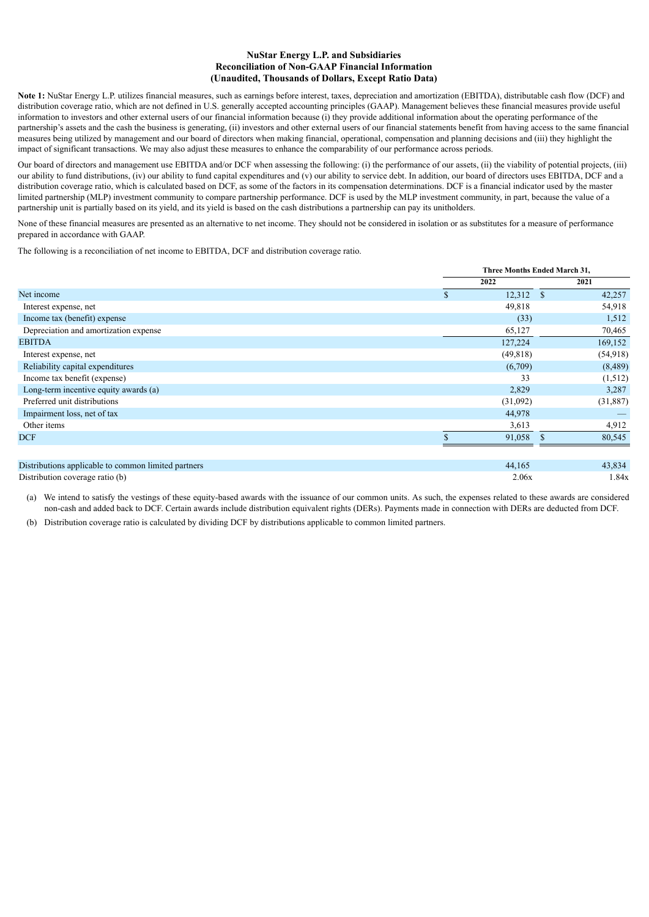**NuStar Energy L.P. and Subsidiaries**
**Reconciliation of Non-GAAP Financial Information**
**(Unaudited, Thousands of Dollars, Except Ratio Data)**

**Note 1:** NuStar Energy L.P. utilizes financial measures, such as earnings before interest, taxes, depreciation and amortization (EBITDA), distributable cash flow (DCF) and distribution coverage ratio, which are not defined in U.S. generally accepted accounting principles (GAAP). Management believes these financial measures provide useful information to investors and other external users of our financial information because (i) they provide additional information about the operating performance of the partnership's assets and the cash the business is generating, (ii) investors and other external users of our financial statements benefit from having access to the same financial measures being utilized by management and our board of directors when making financial, operational, compensation and planning decisions and (iii) they highlight the impact of significant transactions. We may also adjust these measures to enhance the comparability of our performance across periods.

Our board of directors and management use EBITDA and/or DCF when assessing the following: (i) the performance of our assets, (ii) the viability of potential projects, (iii) our ability to fund distributions, (iv) our ability to fund capital expenditures and (v) our ability to service debt. In addition, our board of directors uses EBITDA, DCF and a distribution coverage ratio, which is calculated based on DCF, as some of the factors in its compensation determinations. DCF is a financial indicator used by the master limited partnership (MLP) investment community to compare partnership performance. DCF is used by the MLP investment community, in part, because the value of a partnership unit is partially based on its yield, and its yield is based on the cash distributions a partnership can pay its unitholders.

None of these financial measures are presented as an alternative to net income. They should not be considered in isolation or as substitutes for a measure of performance prepared in accordance with GAAP.

The following is a reconciliation of net income to EBITDA, DCF and distribution coverage ratio.

| | Three Months Ended March 31, | |
|---|---|---|
| | 2022 | 2021 |
| Net income | $ 12,312 | $ 42,257 |
| Interest expense, net | 49,818 | 54,918 |
| Income tax (benefit) expense | (33) | 1,512 |
| Depreciation and amortization expense | 65,127 | 70,465 |
| EBITDA | 127,224 | 169,152 |
| Interest expense, net | (49,818) | (54,918) |
| Reliability capital expenditures | (6,709) | (8,489) |
| Income tax benefit (expense) | 33 | (1,512) |
| Long-term incentive equity awards (a) | 2,829 | 3,287 |
| Preferred unit distributions | (31,092) | (31,887) |
| Impairment loss, net of tax | 44,978 | — |
| Other items | 3,613 | 4,912 |
| DCF | $ 91,058 | $ 80,545 |
| | | |
| Distributions applicable to common limited partners | 44,165 | 43,834 |
| Distribution coverage ratio (b) | 2.06x | 1.84x |

(a) We intend to satisfy the vestings of these equity-based awards with the issuance of our common units. As such, the expenses related to these awards are considered non-cash and added back to DCF. Certain awards include distribution equivalent rights (DERs). Payments made in connection with DERs are deducted from DCF.

(b) Distribution coverage ratio is calculated by dividing DCF by distributions applicable to common limited partners.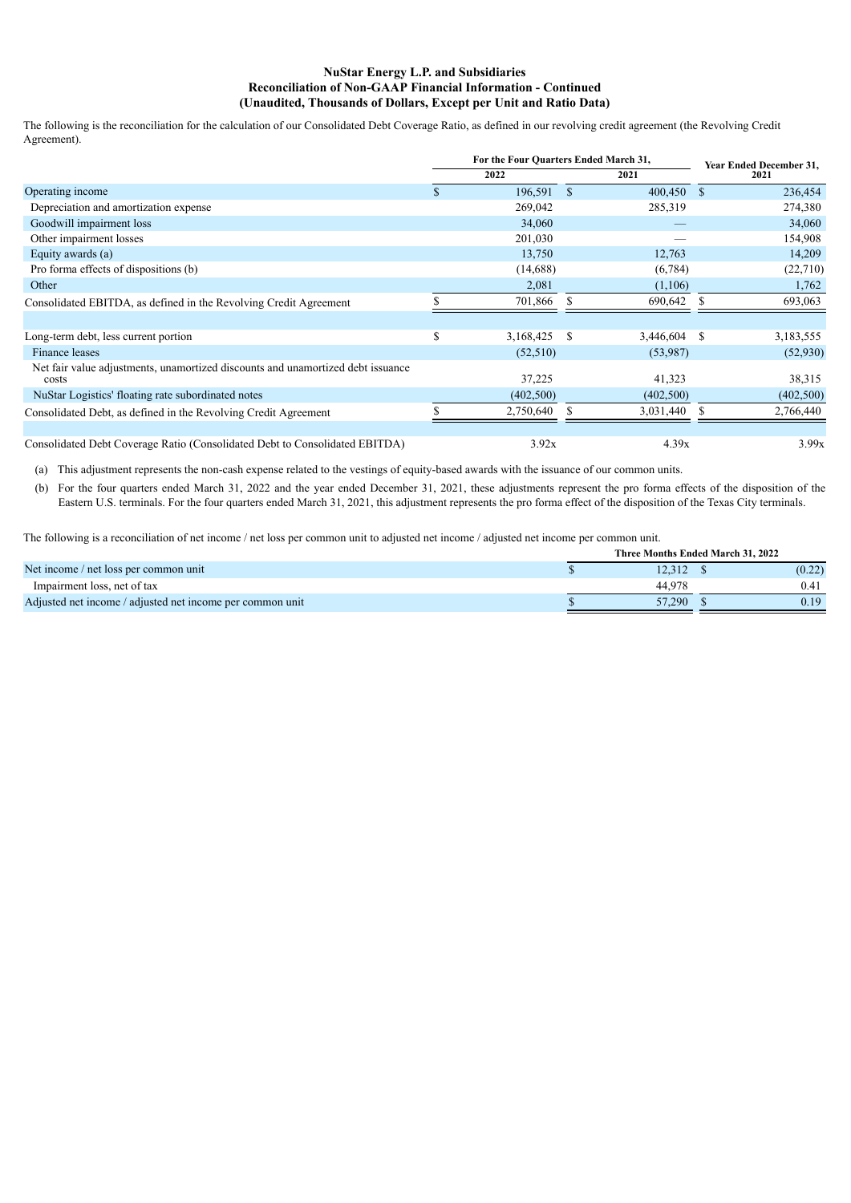**NuStar Energy L.P. and Subsidiaries**
**Reconciliation of Non-GAAP Financial Information - Continued**
**(Unaudited, Thousands of Dollars, Except per Unit and Ratio Data)**

The following is the reconciliation for the calculation of our Consolidated Debt Coverage Ratio, as defined in our revolving credit agreement (the Revolving Credit Agreement).

| | For the Four Quarters Ended March 31, | | Year Ended December 31, |
|---|---|---|---|
| | 2022 | 2021 | 2021 |
| Operating income | $ 196,591 | $ 400,450 | $ 236,454 |
| Depreciation and amortization expense | 269,042 | 285,319 | 274,380 |
| Goodwill impairment loss | 34,060 | — | 34,060 |
| Other impairment losses | 201,030 | — | 154,908 |
| Equity awards (a) | 13,750 | 12,763 | 14,209 |
| Pro forma effects of dispositions (b) | (14,688) | (6,784) | (22,710) |
| Other | 2,081 | (1,106) | 1,762 |
| Consolidated EBITDA, as defined in the Revolving Credit Agreement | $ 701,866 | $ 690,642 | $ 693,063 |
| | | | |
| Long-term debt, less current portion | $ 3,168,425 | $ 3,446,604 | $ 3,183,555 |
| Finance leases | (52,510) | (53,987) | (52,930) |
| Net fair value adjustments, unamortized discounts and unamortized debt issuance costs | 37,225 | 41,323 | 38,315 |
| NuStar Logistics' floating rate subordinated notes | (402,500) | (402,500) | (402,500) |
| Consolidated Debt, as defined in the Revolving Credit Agreement | $ 2,750,640 | $ 3,031,440 | $ 2,766,440 |
| | | | |
| Consolidated Debt Coverage Ratio (Consolidated Debt to Consolidated EBITDA) | 3.92x | 4.39x | 3.99x |

(a) This adjustment represents the non-cash expense related to the vestings of equity-based awards with the issuance of our common units.

(b) For the four quarters ended March 31, 2022 and the year ended December 31, 2021, these adjustments represent the pro forma effects of the disposition of the Eastern U.S. terminals. For the four quarters ended March 31, 2021, this adjustment represents the pro forma effect of the disposition of the Texas City terminals.

The following is a reconciliation of net income / net loss per common unit to adjusted net income / adjusted net income per common unit.

| | Three Months Ended March 31, 2022 | |
|---|---|---|
| Net income / net loss per common unit | $ 12,312 | $ (0.22) |
| Impairment loss, net of tax | 44,978 | 0.41 |
| Adjusted net income / adjusted net income per common unit | $ 57,290 | $ 0.19 |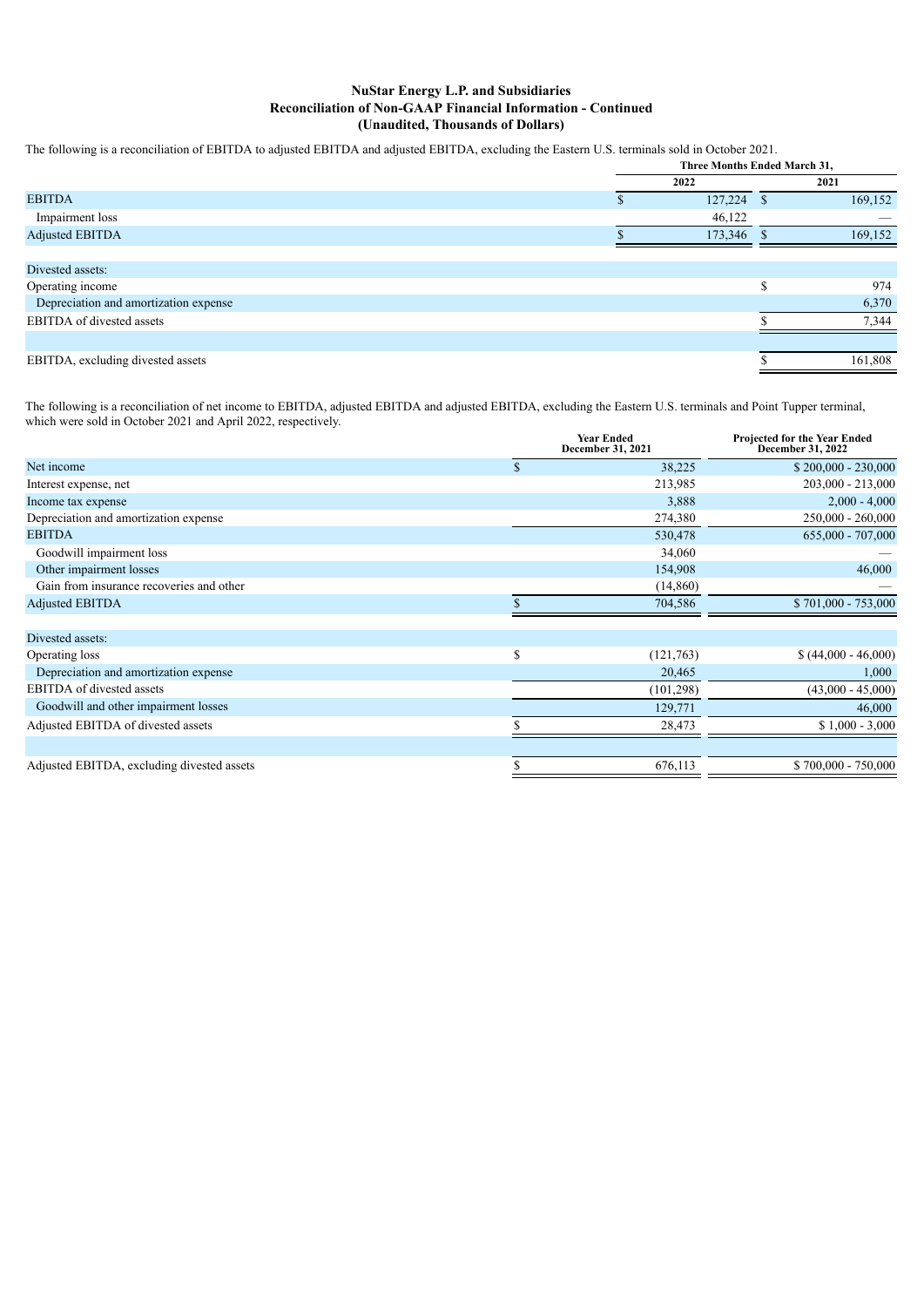**NuStar Energy L.P. and Subsidiaries**
**Reconciliation of Non-GAAP Financial Information - Continued**
**(Unaudited, Thousands of Dollars)**

The following is a reconciliation of EBITDA to adjusted EBITDA and adjusted EBITDA, excluding the Eastern U.S. terminals sold in October 2021.

| | Three Months Ended March 31, | |
|---|---|---|
| | 2022 | 2021 |
| EBITDA | $ 127,224 | $ 169,152 |
| Impairment loss | 46,122 | — |
| Adjusted EBITDA | $ 173,346 | $ 169,152 |
| | | |
| Divested assets: | | |
| Operating income | | $ 974 |
| Depreciation and amortization expense | | 6,370 |
| EBITDA of divested assets | | $ 7,344 |
| | | |
| EBITDA, excluding divested assets | | $ 161,808 |

The following is a reconciliation of net income to EBITDA, adjusted EBITDA and adjusted EBITDA, excluding the Eastern U.S. terminals and Point Tupper terminal, which were sold in October 2021 and April 2022, respectively.

| | Year Ended December 31, 2021 | Projected for the Year Ended December 31, 2022 |
|---|---|---|
| Net income | $ 38,225 | $ 200,000 - 230,000 |
| Interest expense, net | 213,985 | 203,000 - 213,000 |
| Income tax expense | 3,888 | 2,000 - 4,000 |
| Depreciation and amortization expense | 274,380 | 250,000 - 260,000 |
| EBITDA | 530,478 | 655,000 - 707,000 |
| Goodwill impairment loss | 34,060 | — |
| Other impairment losses | 154,908 | 46,000 |
| Gain from insurance recoveries and other | (14,860) | — |
| Adjusted EBITDA | $ 704,586 | $ 701,000 - 753,000 |
| | | |
| Divested assets: | | |
| Operating loss | $ (121,763) | $ (44,000 - 46,000) |
| Depreciation and amortization expense | 20,465 | 1,000 |
| EBITDA of divested assets | (101,298) | (43,000 - 45,000) |
| Goodwill and other impairment losses | 129,771 | 46,000 |
| Adjusted EBITDA of divested assets | $ 28,473 | $ 1,000 - 3,000 |
| | | |
| Adjusted EBITDA, excluding divested assets | $ 676,113 | $ 700,000 - 750,000 |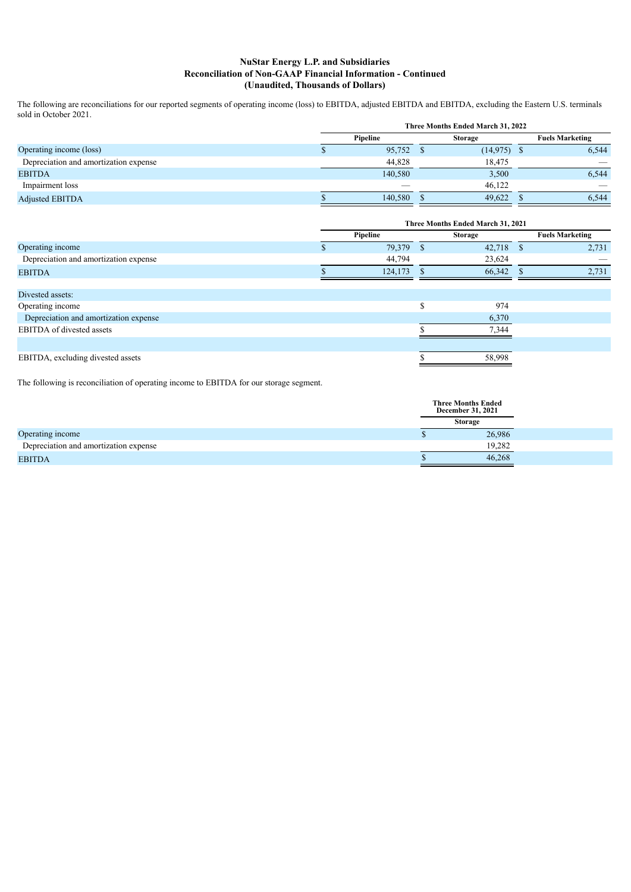**NuStar Energy L.P. and Subsidiaries**
**Reconciliation of Non-GAAP Financial Information - Continued**
**(Unaudited, Thousands of Dollars)**

The following are reconciliations for our reported segments of operating income (loss) to EBITDA, adjusted EBITDA and EBITDA, excluding the Eastern U.S. terminals sold in October 2021.

| | Three Months Ended March 31, 2022 | | |
|---|---|---|---|
| | Pipeline | Storage | Fuels Marketing |
| Operating income (loss) | $ 95,752 | $ (14,975) | $ 6,544 |
| Depreciation and amortization expense | 44,828 | 18,475 | — |
| EBITDA | 140,580 | 3,500 | 6,544 |
| Impairment loss | — | 46,122 | — |
| Adjusted EBITDA | $ 140,580 | $ 49,622 | $ 6,544 |

| | Three Months Ended March 31, 2021 | | |
|---|---|---|---|
| | Pipeline | Storage | Fuels Marketing |
| Operating income | $ 79,379 | $ 42,718 | $ 2,731 |
| Depreciation and amortization expense | 44,794 | 23,624 | — |
| EBITDA | $ 124,173 | $ 66,342 | $ 2,731 |
| | | | |
| Divested assets: | | | |
| Operating income | | $ 974 | |
| Depreciation and amortization expense | | 6,370 | |
| EBITDA of divested assets | | $ 7,344 | |
| | | | |
| EBITDA, excluding divested assets | | $ 58,998 | |

The following is reconciliation of operating income to EBITDA for our storage segment.

| | Three Months Ended December 31, 2021 |
|---|---|
| | Storage |
| Operating income | $ 26,986 |
| Depreciation and amortization expense | 19,282 |
| EBITDA | $ 46,268 |